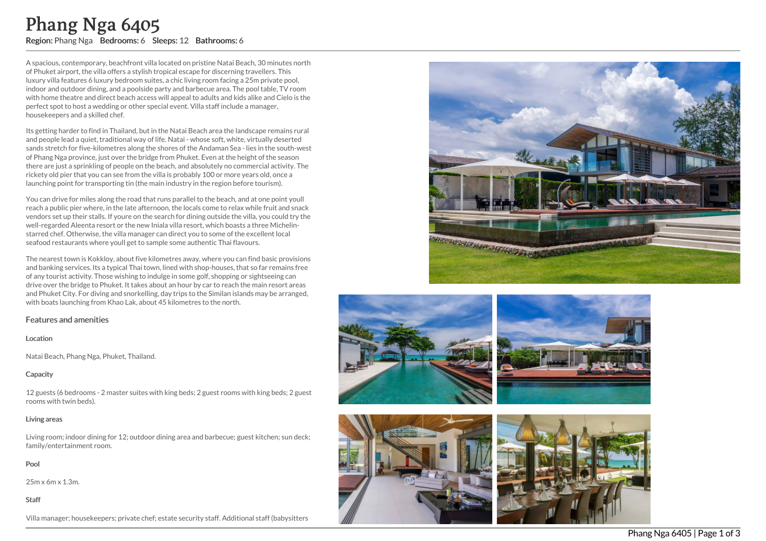# Phang Nga 6405

**Region:** Phang Nga **Bedrooms:** 6 **Sleeps:** 12 **Bathrooms:** 6

A spacious, contemporary, beachfront villa located on pristine Natai Beach, 30 minutes north of Phuket airport, the villa offers a stylish tropical escape for discerning travellers. This luxury villa features 6 luxury bedroom suites, a chic living room facing a 25m private pool, indoor and outdoor dining, and a poolside party and barbecue area. The pool table, TV room with home theatre and direct beach access will appeal to adults and kids alike and Cielo is the perfect spot to host a wedding or other special event. Villa staff include a manager, housekeepers and a skilled chef.

Its getting harder to find in Thailand, but in the Natai Beach area the landscape remains rural and people lead a quiet, traditional way of life. Natai - whose soft, white, virtually deserted sands stretch for five-kilometres along the shores of the Andaman Sea - lies in the south-west of Phang Nga province, just over the bridge from Phuket. Even at the height of the season there are just a sprinkling of people on the beach, and absolutely no commercial activity. The rickety old pier that you can see from the villa is probably 100 or more years old, once a launching point for transporting tin (the main industry in the region before tourism).

You can drive for miles along the road that runs parallel to the beach, and at one point youll reach a public pier where, in the late afternoon, the locals come to relax while fruit and snack vendors set up their stalls. If youre on the search for dining outside the villa, you could try the well-regarded Aleenta resort or the new Iniala villa resort, which boasts a three Michelin-starred chef. Otherwise, the villa manager can direct you to some of the excellent local seafood restaurants where youll get to sample some authentic Thai flavours.

The nearest town is Kokkloy, about five kilometres away, where you can find basic provisions and banking services. Its a typical Thai town, lined with shop-houses, that so far remains free of any tourist activity. Those wishing to indulge in some golf, shopping or sightseeing can drive over the bridge to Phuket. It takes about an hour by car to reach the main resort areas and Phuket City. For diving and snorkelling, day trips to the Similan islands may be arranged, with boats launching from Khao Lak, about 45 kilometres to the north.

## Features and amenities

### Location

Natai Beach, Phang Nga, Phuket, Thailand.

### Capacity

12 guests (6 bedrooms - 2 master suites with king beds; 2 guest rooms with king beds; 2 guest rooms with twin beds).

### Living areas

Living room; indoor dining for 12; outdoor dining area and barbecue; guest kitchen; sun deck; family/entertainment room.

### Pool

25m x 6m x 1.3m.

### Staff

Villa manager; housekeepers; private chef; estate security staff. Additional staff (babysitters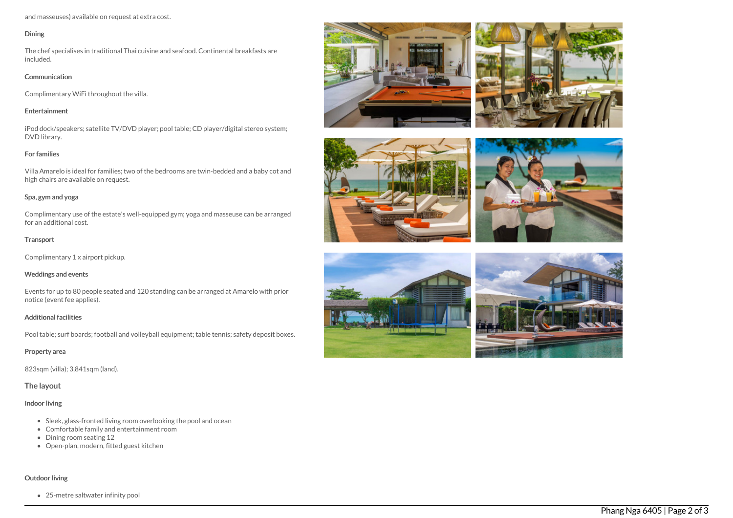and masseuses) available on request at extra cost.

### Dining

The chef specialises in traditional Thai cuisine and seafood. Continental breakfasts are included.

### Communication

Complimentary WiFi throughout the villa.

### Entertainment

iPod dock/speakers; satellite TV/DVD player; pool table; CD player/digital stereo system; DVD library.

### For families

Villa Amarelo is ideal for families; two of the bedrooms are twin-bedded and a baby cot and high chairs are available on request.

### Spa, gym and yoga

Complimentary use of the estate's well-equipped gym; yoga and masseuse can be arranged for an additional cost.

### Transport

Complimentary 1 x airport pickup.

### Weddings and events

Events for up to 80 people seated and 120 standing can be arranged at Amarelo with prior notice (event fee applies).

### Additional facilities

Pool table; surf boards; football and volleyball equipment; table tennis; safety deposit boxes.

### Property area

823sqm (villa); 3,841sqm (land).

## The layout

### Indoor living

- Sleek, glass-fronted living room overlooking the pool and ocean
- Comfortable family and entertainment room
- Dining room seating 12
- Open-plan, modern, fitted guest kitchen

### Outdoor living

- 25-metre saltwater infinity pool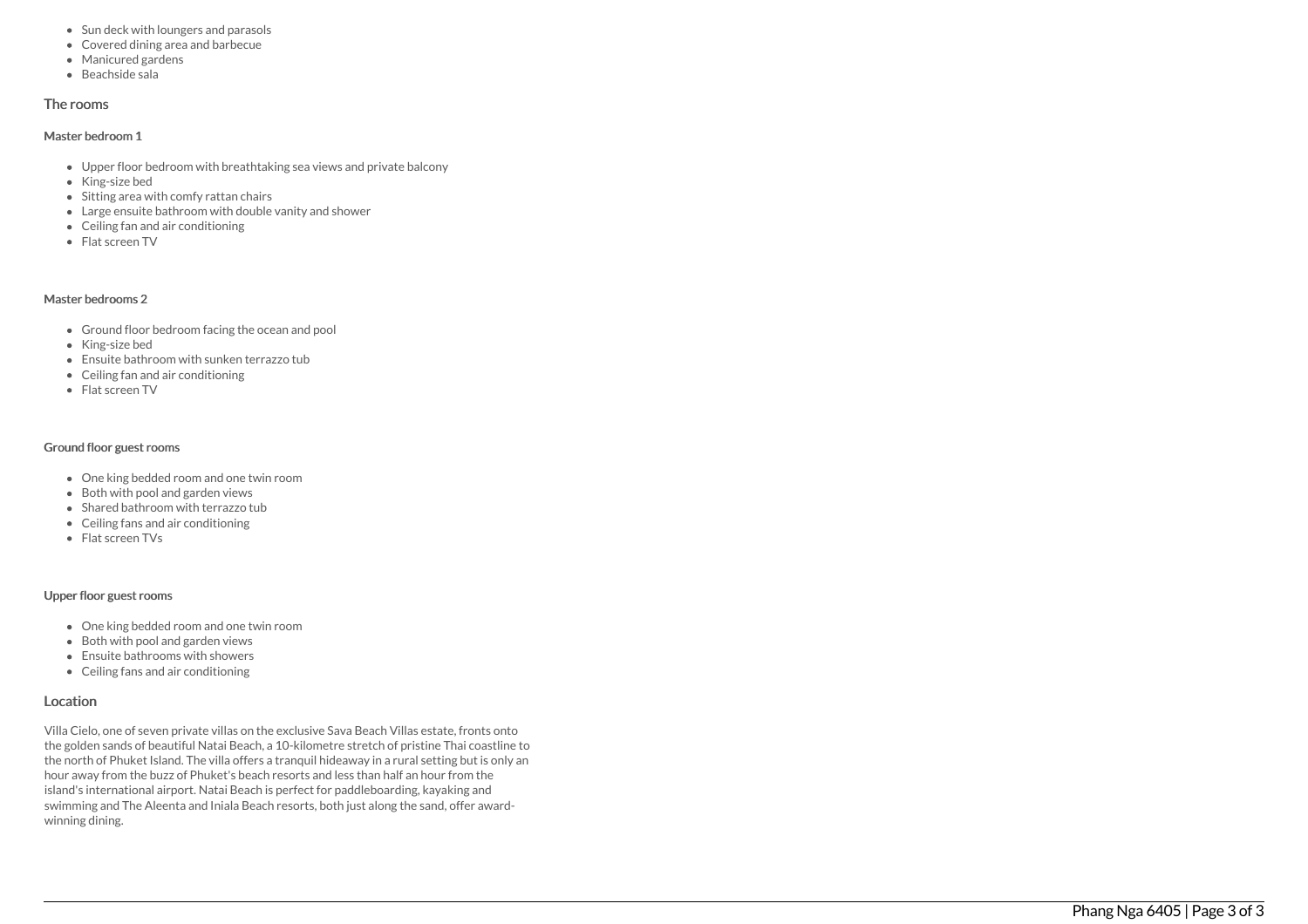- Sun deck with loungers and parasols
- Covered dining area and barbecue
- Manicured gardens
- Beachside sala

## The rooms

#### Master bedroom 1

- Upper floor bedroom with breathtaking sea views and private balcony
- King-size bed
- Sitting area with comfy rattan chairs
- Large ensuite bathroom with double vanity and shower
- Ceiling fan and air conditioning
- Flat screen TV

#### Master bedrooms 2

- Ground floor bedroom facing the ocean and pool
- King-size bed
- Ensuite bathroom with sunken terrazzo tub
- Ceiling fan and air conditioning
- Flat screen TV

#### Ground floor guest rooms

- One king bedded room and one twin room
- Both with pool and garden views
- Shared bathroom with terrazzo tub
- Ceiling fans and air conditioning
- Flat screen TVs

#### Upper floor guest rooms

- One king bedded room and one twin room
- Both with pool and garden views
- Ensuite bathrooms with showers
- Ceiling fans and air conditioning

## Location

Villa Cielo, one of seven private villas on the exclusive Sava Beach Villas estate, fronts onto the golden sands of beautiful Natai Beach, a 10-kilometre stretch of pristine Thai coastline to the north of Phuket Island. The villa offers a tranquil hideaway in a rural setting but is only an hour away from the buzz of Phuket's beach resorts and less than half an hour from the island's international airport. Natai Beach is perfect for paddleboarding, kayaking and swimming and The Aleenta and Iniala Beach resorts, both just along the sand, offer award-winning dining.